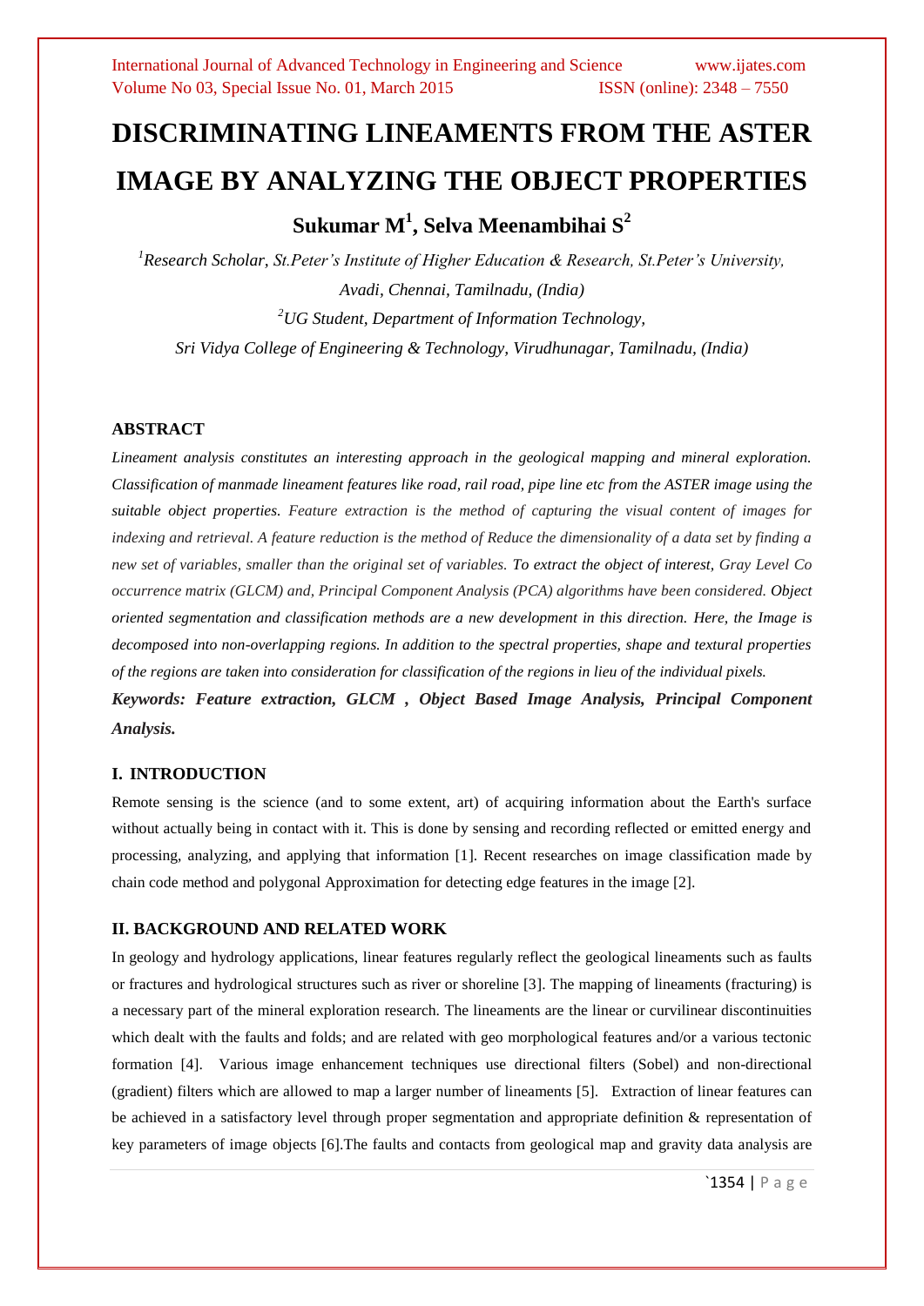# DISCRIMINATING LINEAMENTS FROM THE ASTER IMAGE BY ANALYZING THE OBJECT PROPERTIES

**Sukumar M[1], Selva Meenambihai S[2]**

[1]*Research Scholar, St.Peter's Institute of Higher Education & Research, St.Peter's University, Avadi, Chennai, Tamilnadu, (India)*

[2]*UG Student, Department of Information Technology, Sri Vidya College of Engineering & Technology, Virudhunagar, Tamilnadu, (India)*

## ABSTRACT

*Lineament analysis constitutes an interesting approach in the geological mapping and mineral exploration. Classification of manmade lineament features like road, rail road, pipe line etc from the ASTER image using the suitable object properties. Feature extraction is the method of capturing the visual content of images for indexing and retrieval. A feature reduction is the method of Reduce the dimensionality of a data set by finding a new set of variables, smaller than the original set of variables. To extract the object of interest, Gray Level Co occurrence matrix (GLCM) and, Principal Component Analysis (PCA) algorithms have been considered. Object oriented segmentation and classification methods are a new development in this direction. Here, the Image is decomposed into non-overlapping regions. In addition to the spectral properties, shape and textural properties of the regions are taken into consideration for classification of the regions in lieu of the individual pixels.*

***Keywords: Feature extraction, GLCM , Object Based Image Analysis, Principal Component Analysis.***

## I. INTRODUCTION

Remote sensing is the science (and to some extent, art) of acquiring information about the Earth's surface without actually being in contact with it. This is done by sensing and recording reflected or emitted energy and processing, analyzing, and applying that information [1]. Recent researches on image classification made by chain code method and polygonal Approximation for detecting edge features in the image [2].

## II. BACKGROUND AND RELATED WORK

In geology and hydrology applications, linear features regularly reflect the geological lineaments such as faults or fractures and hydrological structures such as river or shoreline [3]. The mapping of lineaments (fracturing) is a necessary part of the mineral exploration research. The lineaments are the linear or curvilinear discontinuities which dealt with the faults and folds; and are related with geo morphological features and/or a various tectonic formation [4]. Various image enhancement techniques use directional filters (Sobel) and non-directional (gradient) filters which are allowed to map a larger number of lineaments [5]. Extraction of linear features can be achieved in a satisfactory level through proper segmentation and appropriate definition & representation of key parameters of image objects [6].The faults and contacts from geological map and gravity data analysis are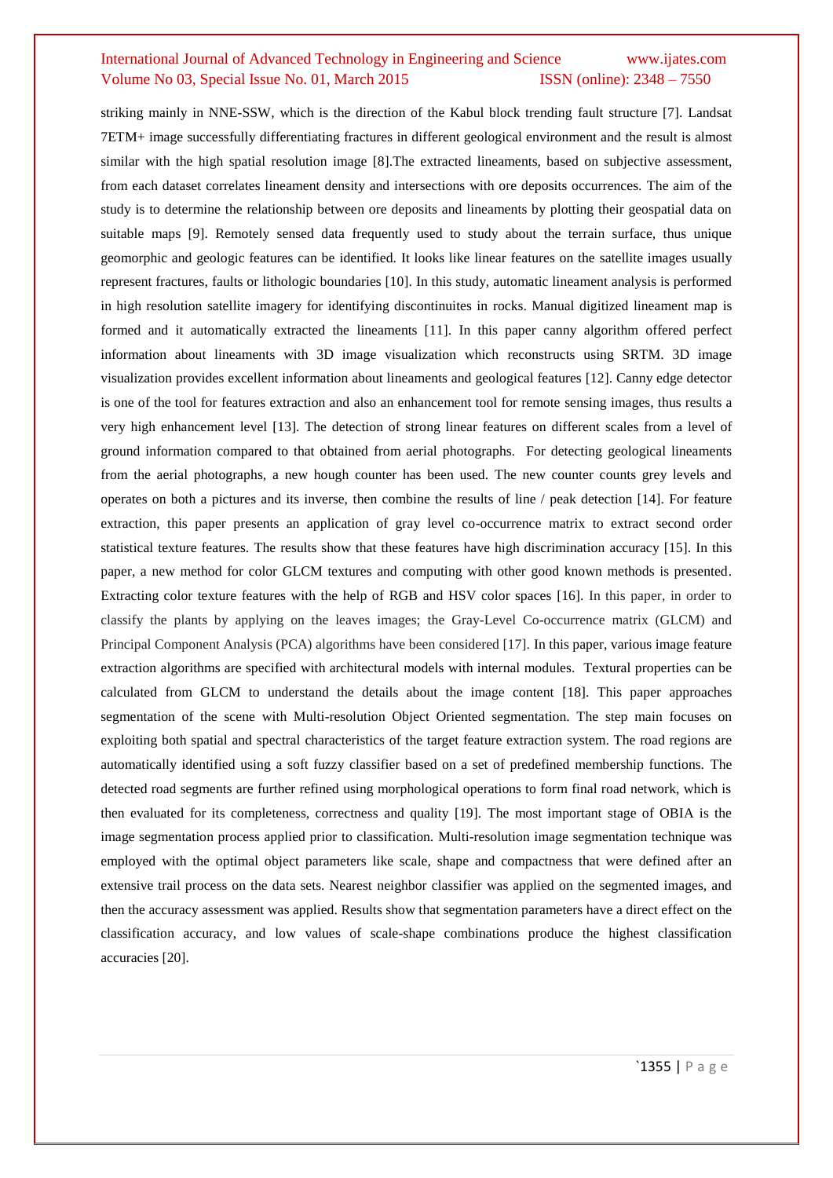striking mainly in NNE-SSW, which is the direction of the Kabul block trending fault structure [7]. Landsat 7ETM+ image successfully differentiating fractures in different geological environment and the result is almost similar with the high spatial resolution image [8].The extracted lineaments, based on subjective assessment, from each dataset correlates lineament density and intersections with ore deposits occurrences. The aim of the study is to determine the relationship between ore deposits and lineaments by plotting their geospatial data on suitable maps [9]. Remotely sensed data frequently used to study about the terrain surface, thus unique geomorphic and geologic features can be identified. It looks like linear features on the satellite images usually represent fractures, faults or lithologic boundaries [10]. In this study, automatic lineament analysis is performed in high resolution satellite imagery for identifying discontinuites in rocks. Manual digitized lineament map is formed and it automatically extracted the lineaments [11]. In this paper canny algorithm offered perfect information about lineaments with 3D image visualization which reconstructs using SRTM. 3D image visualization provides excellent information about lineaments and geological features [12]. Canny edge detector is one of the tool for features extraction and also an enhancement tool for remote sensing images, thus results a very high enhancement level [13]. The detection of strong linear features on different scales from a level of ground information compared to that obtained from aerial photographs. For detecting geological lineaments from the aerial photographs, a new hough counter has been used. The new counter counts grey levels and operates on both a pictures and its inverse, then combine the results of line / peak detection [14]. For feature extraction, this paper presents an application of gray level co-occurrence matrix to extract second order statistical texture features. The results show that these features have high discrimination accuracy [15]. In this paper, a new method for color GLCM textures and computing with other good known methods is presented. Extracting color texture features with the help of RGB and HSV color spaces [16]. In this paper, in order to classify the plants by applying on the leaves images; the Gray-Level Co-occurrence matrix (GLCM) and Principal Component Analysis (PCA) algorithms have been considered [17]. In this paper, various image feature extraction algorithms are specified with architectural models with internal modules. Textural properties can be calculated from GLCM to understand the details about the image content [18]. This paper approaches segmentation of the scene with Multi-resolution Object Oriented segmentation. The step main focuses on exploiting both spatial and spectral characteristics of the target feature extraction system. The road regions are automatically identified using a soft fuzzy classifier based on a set of predefined membership functions. The detected road segments are further refined using morphological operations to form final road network, which is then evaluated for its completeness, correctness and quality [19]. The most important stage of OBIA is the image segmentation process applied prior to classification. Multi-resolution image segmentation technique was employed with the optimal object parameters like scale, shape and compactness that were defined after an extensive trail process on the data sets. Nearest neighbor classifier was applied on the segmented images, and then the accuracy assessment was applied. Results show that segmentation parameters have a direct effect on the classification accuracy, and low values of scale-shape combinations produce the highest classification accuracies [20].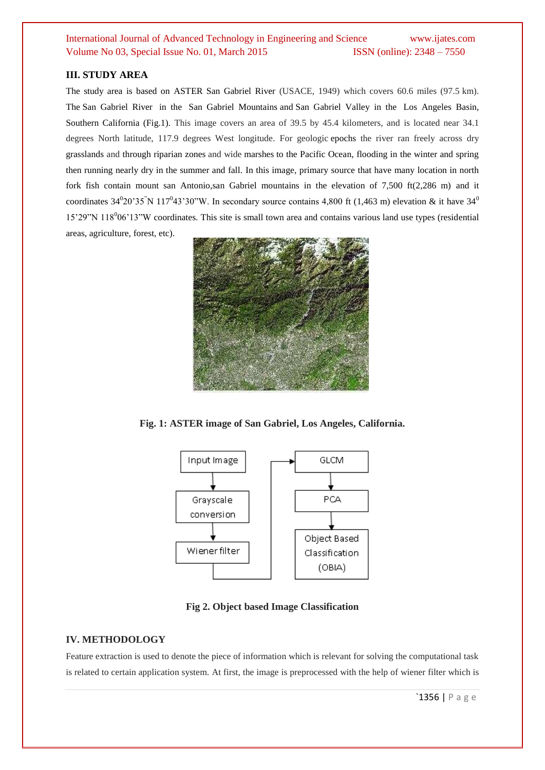## III. STUDY AREA

The study area is based on ASTER San Gabriel River (USACE, 1949) which covers 60.6 miles (97.5 km). The San Gabriel River in the San Gabriel Mountains and San Gabriel Valley in the Los Angeles Basin, Southern California (Fig.1). This image covers an area of 39.5 by 45.4 kilometers, and is located near 34.1 degrees North latitude, 117.9 degrees West longitude. For geologic epochs the river ran freely across dry grasslands and through riparian zones and wide marshes to the Pacific Ocean, flooding in the winter and spring then running nearly dry in the summer and fall. In this image, primary source that have many location in north fork fish contain mount san Antonio,san Gabriel mountains in the elevation of 7,500 ft(2,286 m) and it coordinates $34^0$20'35"N $117^0$43'30"W. In secondary source contains 4,800 ft (1,463 m) elevation & it have $34^0$ 15'29"N $118^0$06'13"W coordinates. This site is small town area and contains various land use types (residential areas, agriculture, forest, etc).

**Fig. 1: ASTER image of San Gabriel, Los Angeles, California.**

Input Image → Grayscale conversion → Wiener filter → GLCM → PCA → Object Based Classification (OBIA)

**Fig 2. Object based Image Classification**

## IV. METHODOLOGY

Feature extraction is used to denote the piece of information which is relevant for solving the computational task is related to certain application system. At first, the image is preprocessed with the help of wiener filter which is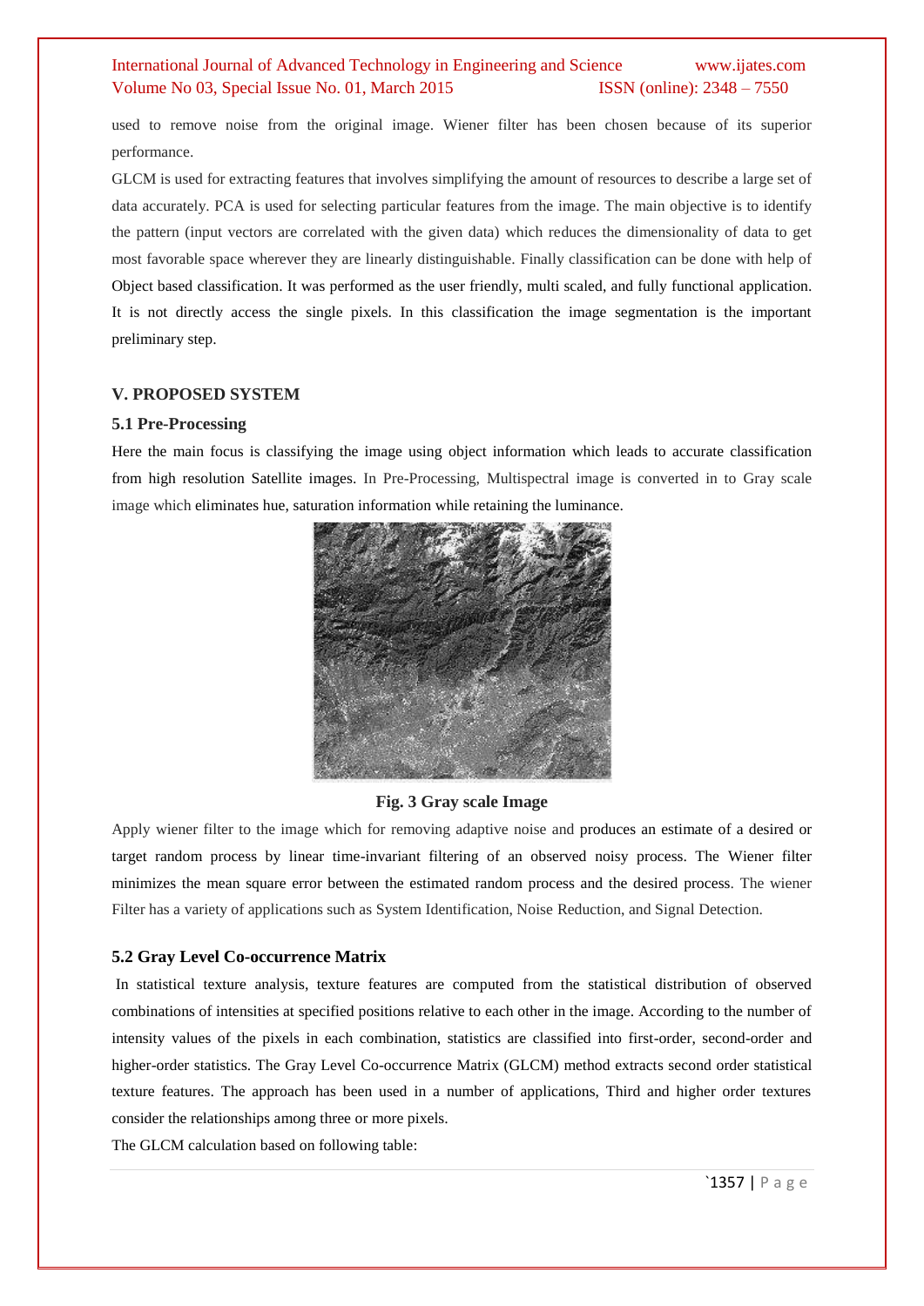used to remove noise from the original image. Wiener filter has been chosen because of its superior performance.

GLCM is used for extracting features that involves simplifying the amount of resources to describe a large set of data accurately. PCA is used for selecting particular features from the image. The main objective is to identify the pattern (input vectors are correlated with the given data) which reduces the dimensionality of data to get most favorable space wherever they are linearly distinguishable. Finally classification can be done with help of Object based classification. It was performed as the user friendly, multi scaled, and fully functional application. It is not directly access the single pixels. In this classification the image segmentation is the important preliminary step.

## V. PROPOSED SYSTEM

### 5.1 Pre-Processing

Here the main focus is classifying the image using object information which leads to accurate classification from high resolution Satellite images. In Pre-Processing, Multispectral image is converted in to Gray scale image which eliminates hue, saturation information while retaining the luminance.

**Fig. 3 Gray scale Image**

Apply wiener filter to the image which for removing adaptive noise and produces an estimate of a desired or target random process by linear time-invariant filtering of an observed noisy process. The Wiener filter minimizes the mean square error between the estimated random process and the desired process. The wiener Filter has a variety of applications such as System Identification, Noise Reduction, and Signal Detection.

### 5.2 Gray Level Co-occurrence Matrix

In statistical texture analysis, texture features are computed from the statistical distribution of observed combinations of intensities at specified positions relative to each other in the image. According to the number of intensity values of the pixels in each combination, statistics are classified into first-order, second-order and higher-order statistics. The Gray Level Co-occurrence Matrix (GLCM) method extracts second order statistical texture features. The approach has been used in a number of applications, Third and higher order textures consider the relationships among three or more pixels.

The GLCM calculation based on following table: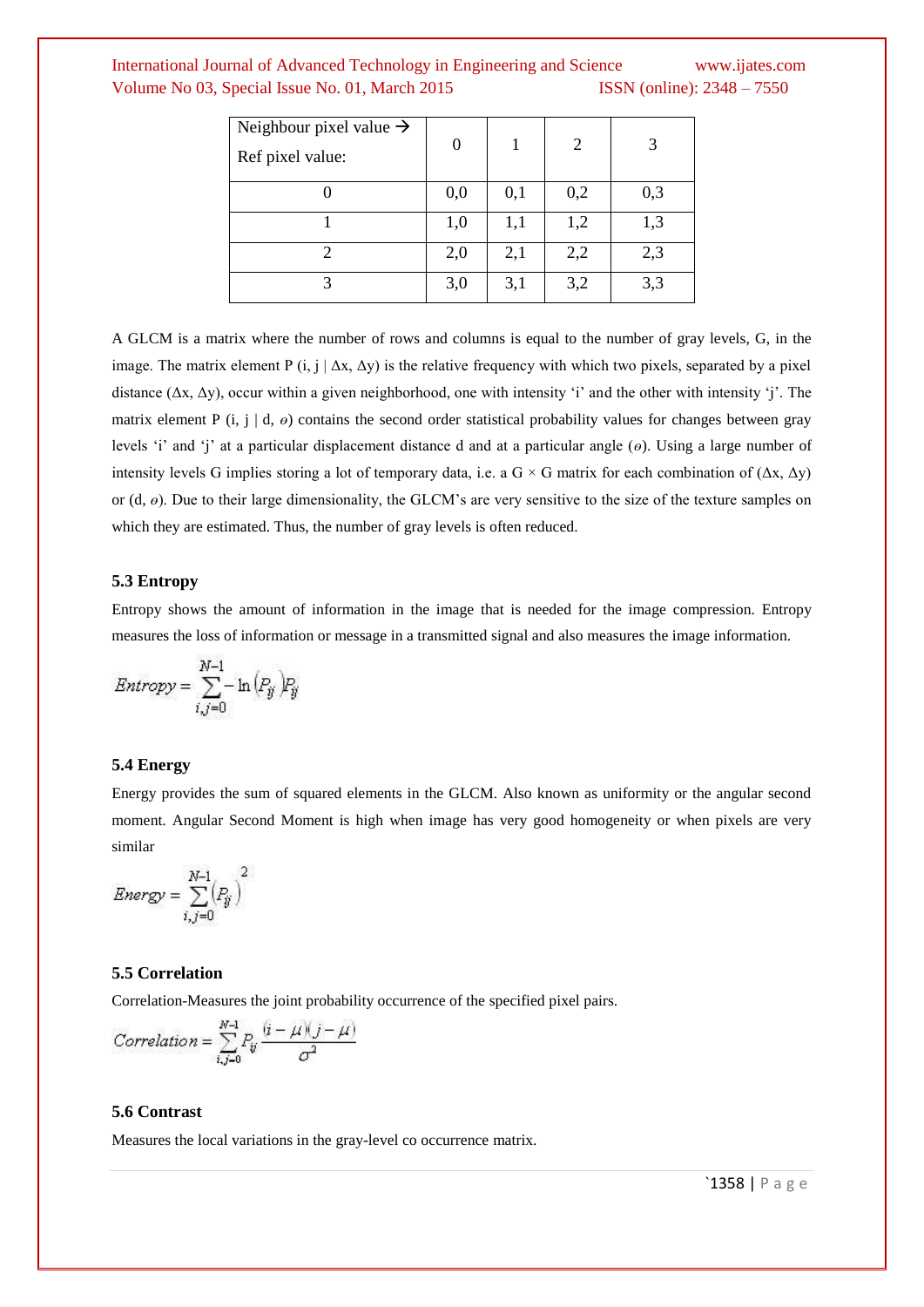| Neighbour pixel value → Ref pixel value: | 0 | 1 | 2 | 3 |
|---|---|---|---|---|
| 0 | 0,0 | 0,1 | 0,2 | 0,3 |
| 1 | 1,0 | 1,1 | 1,2 | 1,3 |
| 2 | 2,0 | 2,1 | 2,2 | 2,3 |
| 3 | 3,0 | 3,1 | 3,2 | 3,3 |

A GLCM is a matrix where the number of rows and columns is equal to the number of gray levels, G, in the image. The matrix element P (i, j | Δx, Δy) is the relative frequency with which two pixels, separated by a pixel distance (Δx, Δy), occur within a given neighborhood, one with intensity 'i' and the other with intensity 'j'. The matrix element P (i, j | d, $\theta$) contains the second order statistical probability values for changes between gray levels 'i' and 'j' at a particular displacement distance d and at a particular angle ($\theta$). Using a large number of intensity levels G implies storing a lot of temporary data, i.e. a G × G matrix for each combination of (Δx, Δy) or (d, $\theta$). Due to their large dimensionality, the GLCM's are very sensitive to the size of the texture samples on which they are estimated. Thus, the number of gray levels is often reduced.

### 5.3 Entropy

Entropy shows the amount of information in the image that is needed for the image compression. Entropy measures the loss of information or message in a transmitted signal and also measures the image information.

$$Entropy = \sum_{i,j=0}^{N-1} -\ln(P_{ij})P_{ij}$$

### 5.4 Energy

Energy provides the sum of squared elements in the GLCM. Also known as uniformity or the angular second moment. Angular Second Moment is high when image has very good homogeneity or when pixels are very similar

$$Energy = \sum_{i,j=0}^{N-1} (P_{ij})^2$$

### 5.5 Correlation

Correlation-Measures the joint probability occurrence of the specified pixel pairs.

$$Correlation = \sum_{i,j=0}^{N-1} P_{ij} \frac{(i-\mu)(j-\mu)}{\sigma^2}$$

### 5.6 Contrast

Measures the local variations in the gray-level co occurrence matrix.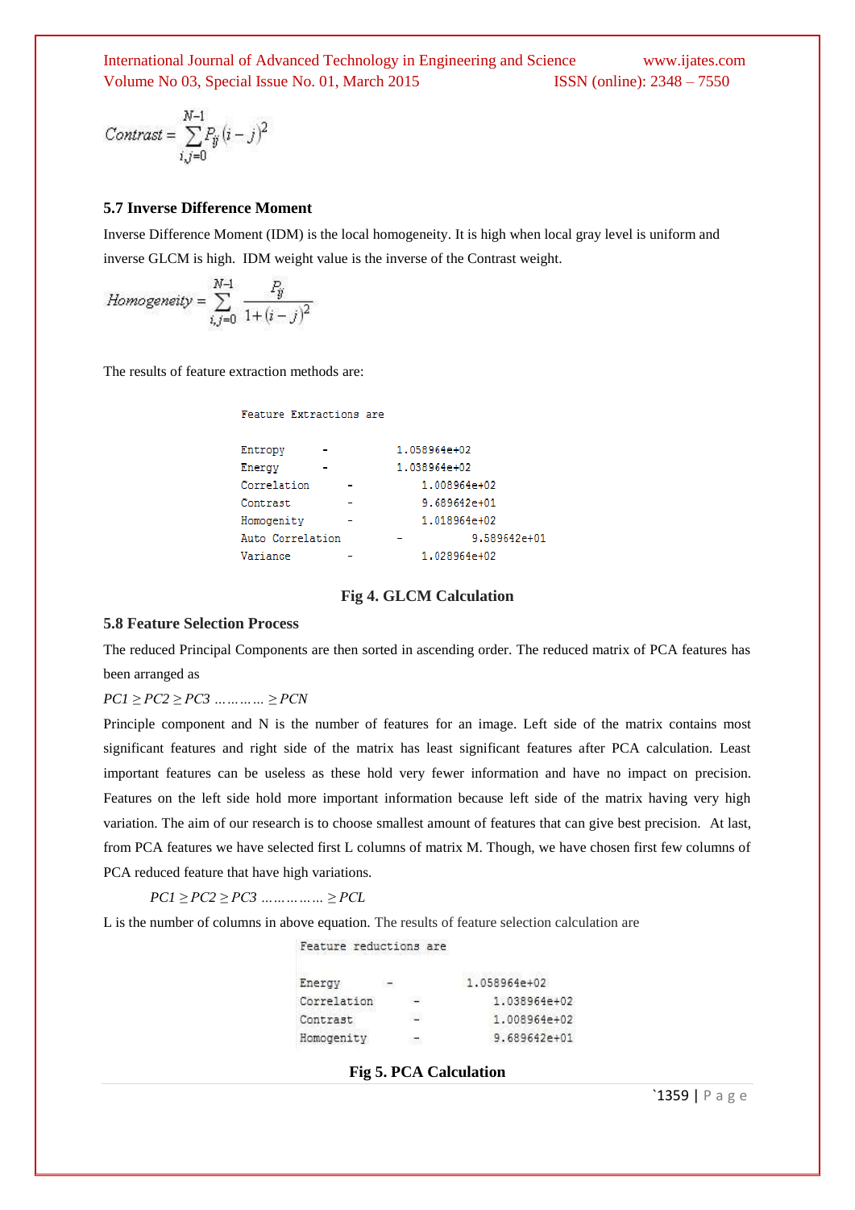$$Contrast = \sum_{i,j=0}^{N-1} P_{ij} (i-j)^2$$

### 5.7 Inverse Difference Moment

Inverse Difference Moment (IDM) is the local homogeneity. It is high when local gray level is uniform and inverse GLCM is high. IDM weight value is the inverse of the Contrast weight.

$$Homogeneity = \sum_{i,j=0}^{N-1} \frac{P_{ij}}{1+(i-j)^2}$$

The results of feature extraction methods are:

```
Feature Extractions are

Entropy      -        1.058964e+02
Energy       -        1.038964e+02
Correlation      -        1.008964e+02
Contrast         -        9.689642e+01
Homogenity       -        1.018964e+02
Auto Correlation        -        9.589642e+01
Variance         -        1.028964e+02
```

**Fig 4. GLCM Calculation**

### 5.8 Feature Selection Process

The reduced Principal Components are then sorted in ascending order. The reduced matrix of PCA features has been arranged as

$PC1 \geq PC2 \geq PC3 \; \ldots\ldots\ldots \geq PCN$

Principle component and N is the number of features for an image. Left side of the matrix contains most significant features and right side of the matrix has least significant features after PCA calculation. Least important features can be useless as these hold very fewer information and have no impact on precision. Features on the left side hold more important information because left side of the matrix having very high variation. The aim of our research is to choose smallest amount of features that can give best precision. At last, from PCA features we have selected first L columns of matrix M. Though, we have chosen first few columns of PCA reduced feature that have high variations.

$PC1 \geq PC2 \geq PC3 \; \ldots\ldots\ldots\ldots \geq PCL$

L is the number of columns in above equation. The results of feature selection calculation are

```
Feature reductions are

Energy       -        1.058964e+02
Correlation      -        1.038964e+02
Contrast         -        1.008964e+02
Homogenity       -        9.689642e+01
```

**Fig 5. PCA Calculation**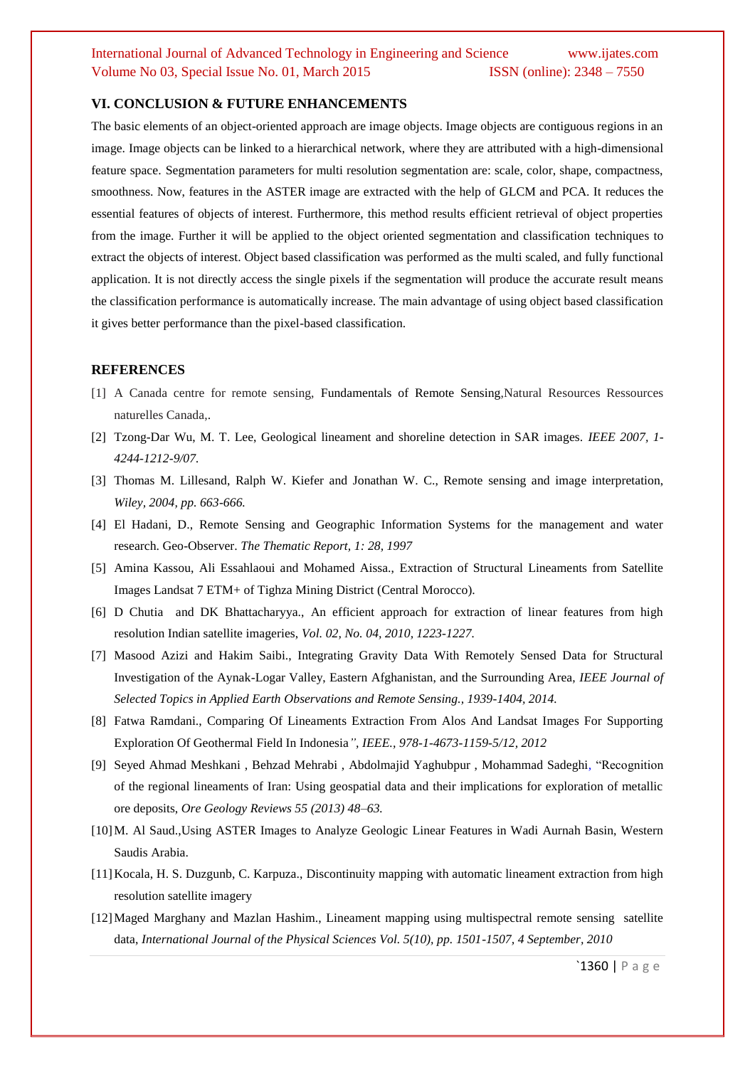## VI. CONCLUSION & FUTURE ENHANCEMENTS

The basic elements of an object-oriented approach are image objects. Image objects are contiguous regions in an image. Image objects can be linked to a hierarchical network, where they are attributed with a high-dimensional feature space. Segmentation parameters for multi resolution segmentation are: scale, color, shape, compactness, smoothness. Now, features in the ASTER image are extracted with the help of GLCM and PCA. It reduces the essential features of objects of interest. Furthermore, this method results efficient retrieval of object properties from the image. Further it will be applied to the object oriented segmentation and classification techniques to extract the objects of interest. Object based classification was performed as the multi scaled, and fully functional application. It is not directly access the single pixels if the segmentation will produce the accurate result means the classification performance is automatically increase. The main advantage of using object based classification it gives better performance than the pixel-based classification.

## REFERENCES

[1] A Canada centre for remote sensing, Fundamentals of Remote Sensing,Natural Resources Ressources naturelles Canada,.

[2] Tzong-Dar Wu, M. T. Lee, Geological lineament and shoreline detection in SAR images. *IEEE 2007, 1-4244-1212-9/07.*

[3] Thomas M. Lillesand, Ralph W. Kiefer and Jonathan W. C., Remote sensing and image interpretation, *Wiley, 2004, pp. 663-666.*

[4] El Hadani, D., Remote Sensing and Geographic Information Systems for the management and water research. Geo-Observer. *The Thematic Report, 1: 28, 1997*

[5] Amina Kassou, Ali Essahlaoui and Mohamed Aissa., Extraction of Structural Lineaments from Satellite Images Landsat 7 ETM+ of Tighza Mining District (Central Morocco).

[6] D Chutia and DK Bhattacharyya., An efficient approach for extraction of linear features from high resolution Indian satellite imageries, *Vol. 02, No. 04, 2010, 1223-1227.*

[7] Masood Azizi and Hakim Saibi., Integrating Gravity Data With Remotely Sensed Data for Structural Investigation of the Aynak-Logar Valley, Eastern Afghanistan, and the Surrounding Area, *IEEE Journal of Selected Topics in Applied Earth Observations and Remote Sensing., 1939-1404, 2014.*

[8] Fatwa Ramdani., Comparing Of Lineaments Extraction From Alos And Landsat Images For Supporting Exploration Of Geothermal Field In Indonesia*", IEEE., 978-1-4673-1159-5/12, 2012*

[9] Seyed Ahmad Meshkani , Behzad Mehrabi , Abdolmajid Yaghubpur , Mohammad Sadeghi, "Recognition of the regional lineaments of Iran: Using geospatial data and their implications for exploration of metallic ore deposits, *Ore Geology Reviews 55 (2013) 48–63.*

[10] M. Al Saud.,Using ASTER Images to Analyze Geologic Linear Features in Wadi Aurnah Basin, Western Saudis Arabia.

[11] Kocala, H. S. Duzgunb, C. Karpuza., Discontinuity mapping with automatic lineament extraction from high resolution satellite imagery

[12] Maged Marghany and Mazlan Hashim., Lineament mapping using multispectral remote sensing satellite data, *International Journal of the Physical Sciences Vol. 5(10), pp. 1501-1507, 4 September, 2010*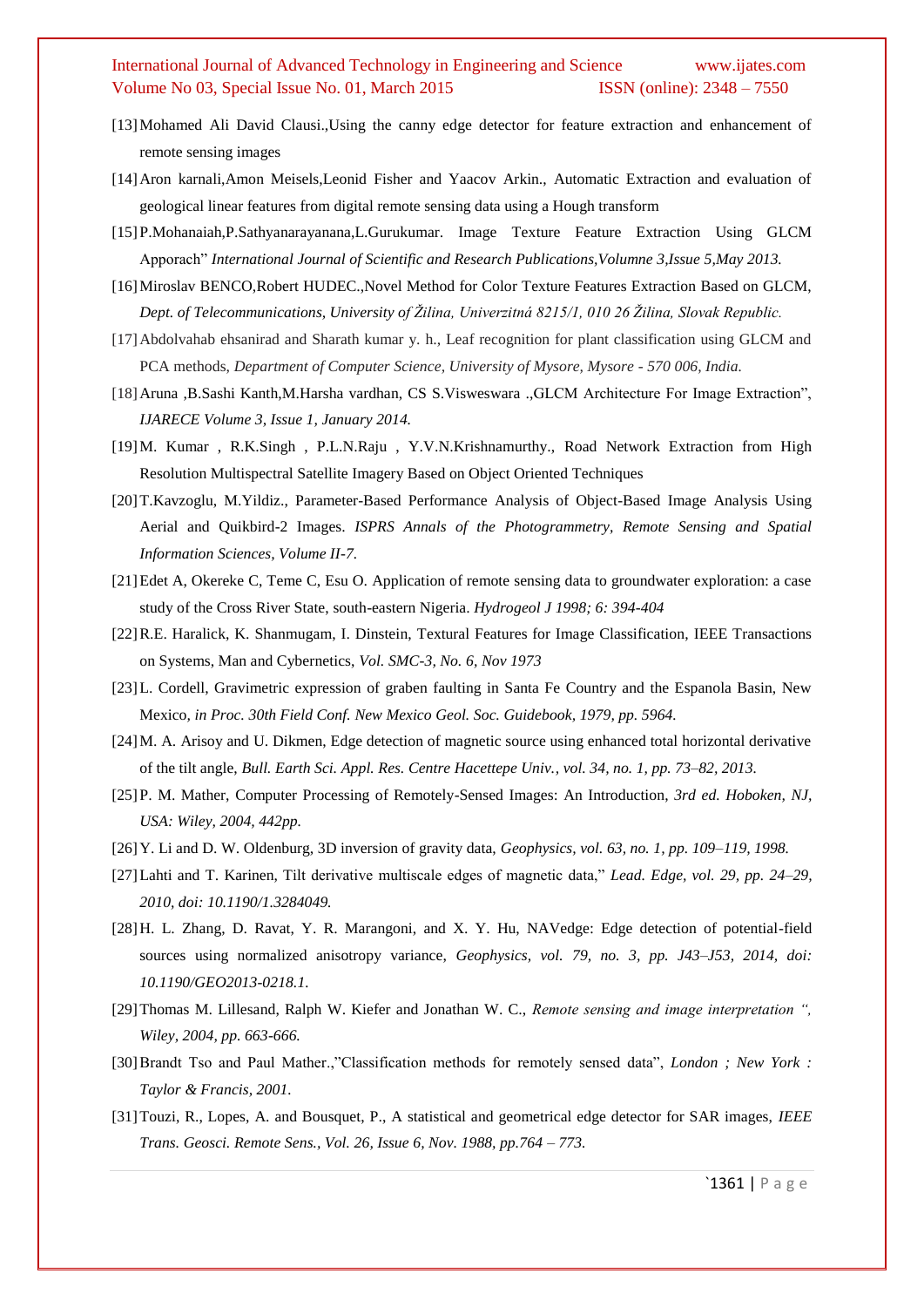[13] Mohamed Ali David Clausi.,Using the canny edge detector for feature extraction and enhancement of remote sensing images

[14] Aron karnali,Amon Meisels,Leonid Fisher and Yaacov Arkin., Automatic Extraction and evaluation of geological linear features from digital remote sensing data using a Hough transform

[15] P.Mohanaiah,P.Sathyanarayanana,L.Gurukumar. Image Texture Feature Extraction Using GLCM Apporach" *International Journal of Scientific and Research Publications,Volumne 3,Issue 5,May 2013.*

[16] Miroslav BENCO,Robert HUDEC.,Novel Method for Color Texture Features Extraction Based on GLCM, *Dept. of Telecommunications, University of Žilina, Univerzitná 8215/1, 010 26 Žilina, Slovak Republic.*

[17] Abdolvahab ehsanirad and Sharath kumar y. h., Leaf recognition for plant classification using GLCM and PCA methods, *Department of Computer Science, University of Mysore, Mysore - 570 006, India.*

[18] Aruna ,B.Sashi Kanth,M.Harsha vardhan, CS S.Visweswara .,GLCM Architecture For Image Extraction", *IJARECE Volume 3, Issue 1, January 2014.*

[19] M. Kumar , R.K.Singh , P.L.N.Raju , Y.V.N.Krishnamurthy., Road Network Extraction from High Resolution Multispectral Satellite Imagery Based on Object Oriented Techniques

[20] T.Kavzoglu, M.Yildiz., Parameter-Based Performance Analysis of Object-Based Image Analysis Using Aerial and Quikbird-2 Images. *ISPRS Annals of the Photogrammetry, Remote Sensing and Spatial Information Sciences, Volume II-7.*

[21] Edet A, Okereke C, Teme C, Esu O. Application of remote sensing data to groundwater exploration: a case study of the Cross River State, south-eastern Nigeria. *Hydrogeol J 1998; 6: 394-404*

[22] R.E. Haralick, K. Shanmugam, I. Dinstein, Textural Features for Image Classification, IEEE Transactions on Systems, Man and Cybernetics, *Vol. SMC-3, No. 6, Nov 1973*

[23] L. Cordell, Gravimetric expression of graben faulting in Santa Fe Country and the Espanola Basin, New Mexico*, in Proc. 30th Field Conf. New Mexico Geol. Soc. Guidebook, 1979, pp. 5964.*

[24] M. A. Arisoy and U. Dikmen, Edge detection of magnetic source using enhanced total horizontal derivative of the tilt angle, *Bull. Earth Sci. Appl. Res. Centre Hacettepe Univ., vol. 34, no. 1, pp. 73–82, 2013.*

[25] P. M. Mather, Computer Processing of Remotely-Sensed Images: An Introduction, *3rd ed. Hoboken, NJ, USA: Wiley, 2004, 442pp.*

[26] Y. Li and D. W. Oldenburg, 3D inversion of gravity data, *Geophysics, vol. 63, no. 1, pp. 109–119, 1998.*

[27] Lahti and T. Karinen, Tilt derivative multiscale edges of magnetic data," *Lead. Edge, vol. 29, pp. 24–29, 2010, doi: 10.1190/1.3284049.*

[28] H. L. Zhang, D. Ravat, Y. R. Marangoni, and X. Y. Hu, NAVedge: Edge detection of potential-field sources using normalized anisotropy variance, *Geophysics, vol. 79, no. 3, pp. J43–J53, 2014, doi: 10.1190/GEO2013-0218.1.*

[29] Thomas M. Lillesand, Ralph W. Kiefer and Jonathan W. C., *Remote sensing and image interpretation ", Wiley, 2004, pp. 663-666.*

[30] Brandt Tso and Paul Mather.,"Classification methods for remotely sensed data", *London ; New York : Taylor & Francis, 2001.*

[31] Touzi, R., Lopes, A. and Bousquet, P., A statistical and geometrical edge detector for SAR images, *IEEE Trans. Geosci. Remote Sens., Vol. 26, Issue 6, Nov. 1988, pp.764 – 773.*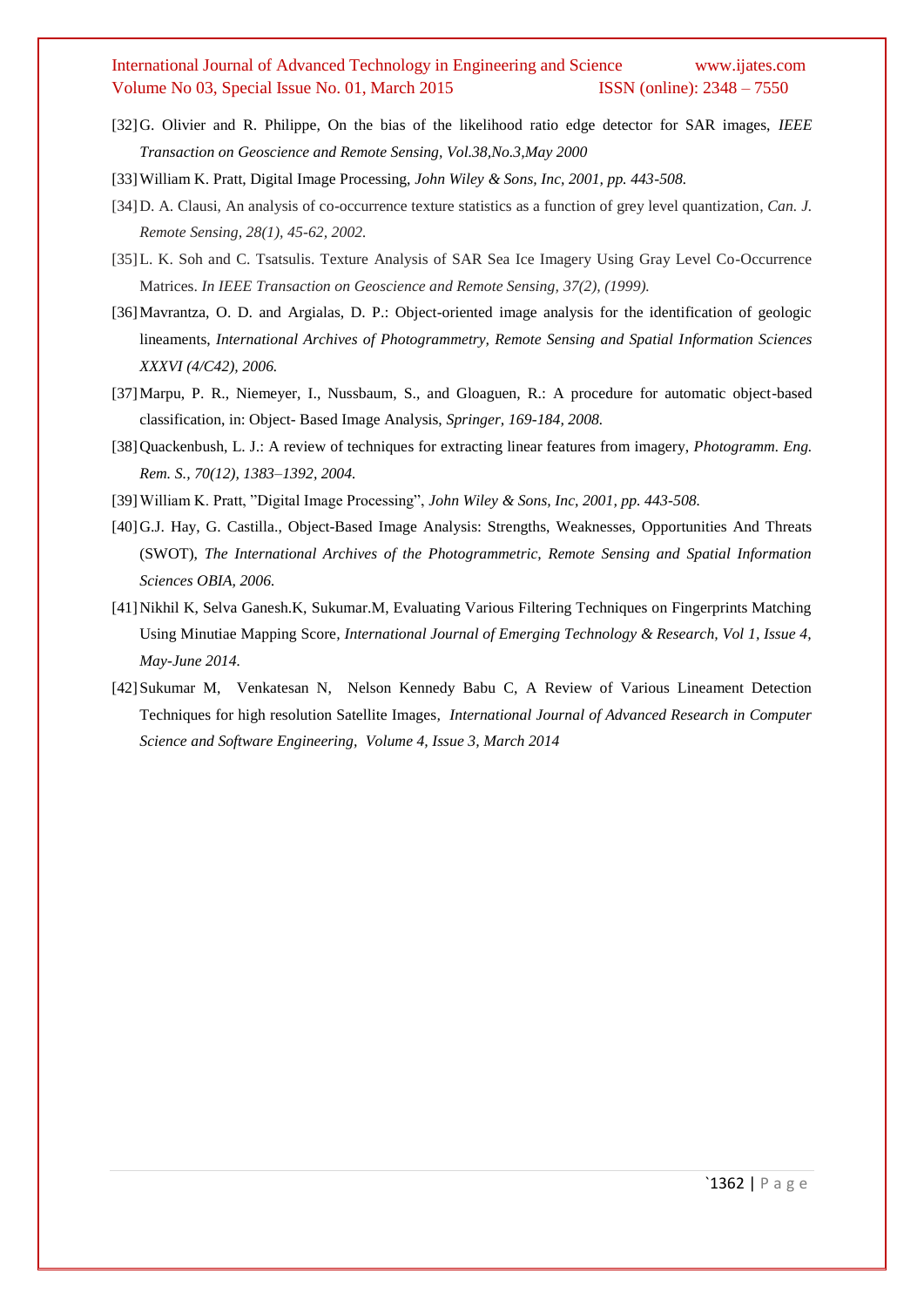[32] G. Olivier and R. Philippe, On the bias of the likelihood ratio edge detector for SAR images, *IEEE Transaction on Geoscience and Remote Sensing, Vol.38,No.3,May 2000*

[33] William K. Pratt, Digital Image Processing, *John Wiley & Sons, Inc, 2001, pp. 443-508.*

[34] D. A. Clausi, An analysis of co-occurrence texture statistics as a function of grey level quantization*, Can. J. Remote Sensing, 28(1), 45-62, 2002.*

[35] L. K. Soh and C. Tsatsulis. Texture Analysis of SAR Sea Ice Imagery Using Gray Level Co-Occurrence Matrices. *In IEEE Transaction on Geoscience and Remote Sensing, 37(2), (1999).*

[36] Mavrantza, O. D. and Argialas, D. P.: Object-oriented image analysis for the identification of geologic lineaments, *International Archives of Photogrammetry, Remote Sensing and Spatial Information Sciences XXXVI (4/C42), 2006.*

[37] Marpu, P. R., Niemeyer, I., Nussbaum, S., and Gloaguen, R.: A procedure for automatic object-based classification, in: Object- Based Image Analysis, *Springer, 169-184, 2008.*

[38] Quackenbush, L. J.: A review of techniques for extracting linear features from imagery, *Photogramm. Eng. Rem. S., 70(12), 1383–1392, 2004.*

[39] William K. Pratt, "Digital Image Processing", *John Wiley & Sons, Inc, 2001, pp. 443-508.*

[40] G.J. Hay, G. Castilla., Object-Based Image Analysis: Strengths, Weaknesses, Opportunities And Threats (SWOT), *The International Archives of the Photogrammetric, Remote Sensing and Spatial Information Sciences OBIA, 2006.*

[41] Nikhil K, Selva Ganesh.K, Sukumar.M, Evaluating Various Filtering Techniques on Fingerprints Matching Using Minutiae Mapping Score*, International Journal of Emerging Technology & Research, Vol 1, Issue 4, May-June 2014.*

[42] Sukumar M, Venkatesan N, Nelson Kennedy Babu C, A Review of Various Lineament Detection Techniques for high resolution Satellite Images, *International Journal of Advanced Research in Computer Science and Software Engineering, Volume 4, Issue 3, March 2014*